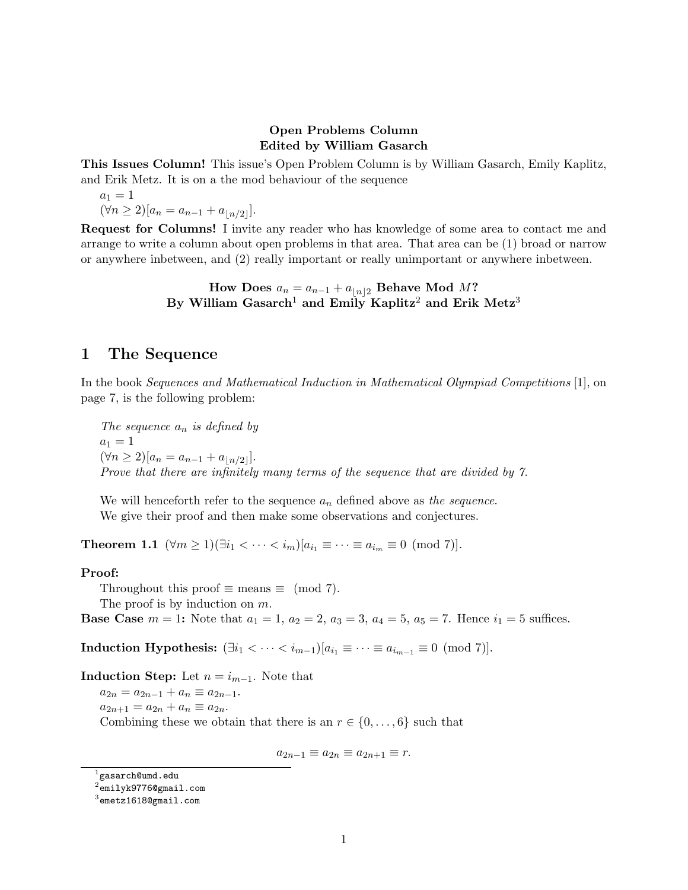**Open Problems Column**
**Edited by William Gasarch**

**This Issues Column!** This issue's Open Problem Column is by William Gasarch, Emily Kaplitz, and Erik Metz. It is on a the mod behaviour of the sequence

$a_1 = 1$

$(\forall n \geq 2)[a_n = a_{n-1} + a_{\lfloor n/2 \rfloor}]$.

**Request for Columns!** I invite any reader who has knowledge of some area to contact me and arrange to write a column about open problems in that area. That area can be (1) broad or narrow or anywhere inbetween, and (2) really important or really unimportant or anywhere inbetween.

**How Does $a_n = a_{n-1} + a_{\lfloor n \rfloor 2}$ Behave Mod $M$?**
**By William Gasarch[1] and Emily Kaplitz[2] and Erik Metz[3]**

# 1 The Sequence

In the book *Sequences and Mathematical Induction in Mathematical Olympiad Competitions* [1], on page 7, is the following problem:

> *The sequence $a_n$ is defined by*
> $a_1 = 1$
> $(\forall n \geq 2)[a_n = a_{n-1} + a_{\lfloor n/2 \rfloor}]$.
> *Prove that there are infinitely many terms of the sequence that are divided by 7.*

We will henceforth refer to the sequence $a_n$ defined above as *the sequence*.

We give their proof and then make some observations and conjectures.

**Theorem 1.1** $(\forall m \geq 1)(\exists i_1 < \cdots < i_m)[a_{i_1} \equiv \cdots \equiv a_{i_m} \equiv 0 \pmod{7}]$.

**Proof:**

Throughout this proof $\equiv$ means $\equiv \pmod{7}$.

The proof is by induction on $m$.

**Base Case $m = 1$:** Note that $a_1 = 1$, $a_2 = 2$, $a_3 = 3$, $a_4 = 5$, $a_5 = 7$. Hence $i_1 = 5$ suffices.

**Induction Hypothesis:** $(\exists i_1 < \cdots < i_{m-1})[a_{i_1} \equiv \cdots \equiv a_{i_{m-1}} \equiv 0 \pmod{7}]$.

**Induction Step:** Let $n = i_{m-1}$. Note that

$a_{2n} = a_{2n-1} + a_n \equiv a_{2n-1}$.

$a_{2n+1} = a_{2n} + a_n \equiv a_{2n}$.

Combining these we obtain that there is an $r \in \{0, \ldots, 6\}$ such that

$$a_{2n-1} \equiv a_{2n} \equiv a_{2n+1} \equiv r.$$

---

[1] gasarch@umd.edu

[2] emilyk9776@gmail.com

[3] emetz1618@gmail.com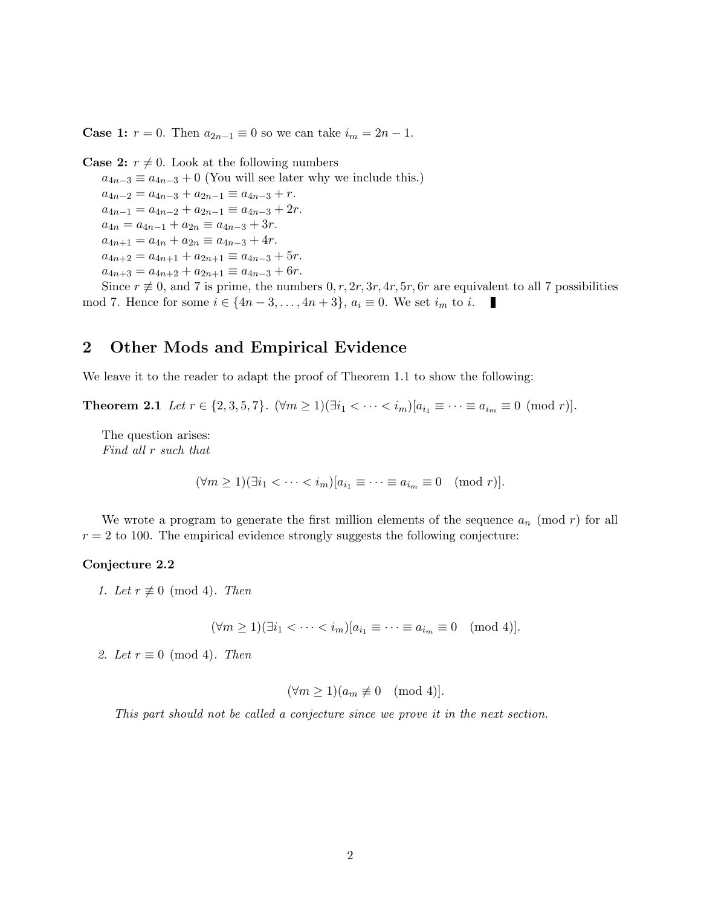**Case 1:** $r = 0$. Then $a_{2n-1} \equiv 0$ so we can take $i_m = 2n-1$.

**Case 2:** $r \not\equiv 0$. Look at the following numbers

$a_{4n-3} \equiv a_{4n-3} + 0$ (You will see later why we include this.)

$a_{4n-2} = a_{4n-3} + a_{2n-1} \equiv a_{4n-3} + r$.

$a_{4n-1} = a_{4n-2} + a_{2n-1} \equiv a_{4n-3} + 2r$.

$a_{4n} = a_{4n-1} + a_{2n} \equiv a_{4n-3} + 3r$.

$a_{4n+1} = a_{4n} + a_{2n} \equiv a_{4n-3} + 4r$.

$a_{4n+2} = a_{4n+1} + a_{2n+1} \equiv a_{4n-3} + 5r$.

$a_{4n+3} = a_{4n+2} + a_{2n+1} \equiv a_{4n-3} + 6r$.

Since $r \not\equiv 0$, and 7 is prime, the numbers $0, r, 2r, 3r, 4r, 5r, 6r$ are equivalent to all 7 possibilities mod 7. Hence for some $i \in \{4n-3, \ldots, 4n+3\}$, $a_i \equiv 0$. We set $i_m$ to $i$. ∎

## 2 Other Mods and Empirical Evidence

We leave it to the reader to adapt the proof of Theorem 1.1 to show the following:

**Theorem 2.1** *Let* $r \in \{2, 3, 5, 7\}$. $(\forall m \geq 1)(\exists i_1 < \cdots < i_m)[a_{i_1} \equiv \cdots \equiv a_{i_m} \equiv 0 \pmod r]$.

The question arises:
*Find all* $r$ *such that*

$$(\forall m \geq 1)(\exists i_1 < \cdots < i_m)[a_{i_1} \equiv \cdots \equiv a_{i_m} \equiv 0 \pmod r].$$

We wrote a program to generate the first million elements of the sequence $a_n \pmod r$ for all $r = 2$ to 100. The empirical evidence strongly suggests the following conjecture:

**Conjecture 2.2**

1. *Let* $r \not\equiv 0 \pmod 4$. *Then*

$$(\forall m \geq 1)(\exists i_1 < \cdots < i_m)[a_{i_1} \equiv \cdots \equiv a_{i_m} \equiv 0 \pmod 4].$$

2. *Let* $r \equiv 0 \pmod 4$. *Then*

$$(\forall m \geq 1)(a_m \not\equiv 0 \pmod 4].$$

*This part should not be called a conjecture since we prove it in the next section.*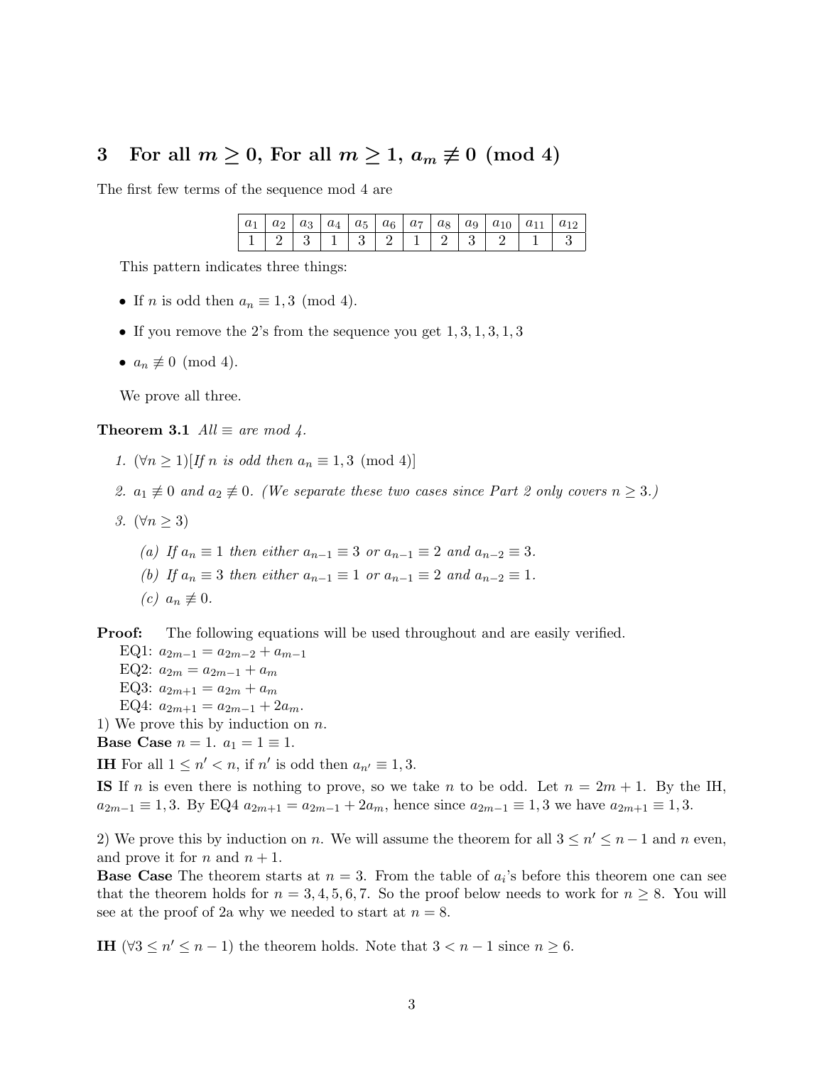## 3 For all $m \geq 0$, For all $m \geq 1$, $a_m \not\equiv 0 \pmod{4}$

The first few terms of the sequence mod 4 are

| $a_1$ | $a_2$ | $a_3$ | $a_4$ | $a_5$ | $a_6$ | $a_7$ | $a_8$ | $a_9$ | $a_{10}$ | $a_{11}$ | $a_{12}$ |
|---|---|---|---|---|---|---|---|---|---|---|---|
| 1 | 2 | 3 | 1 | 3 | 2 | 1 | 2 | 3 | 2 | 1 | 3 |

This pattern indicates three things:

- If $n$ is odd then $a_n \equiv 1, 3 \pmod{4}$.
- If you remove the 2's from the sequence you get $1, 3, 1, 3, 1, 3$
- $a_n \not\equiv 0 \pmod{4}$.

We prove all three.

**Theorem 3.1** *All $\equiv$ are mod 4.*

1. $(\forall n \geq 1)$[*If $n$ is odd then* $a_n \equiv 1, 3 \pmod{4}$]
2. $a_1 \not\equiv 0$ *and* $a_2 \not\equiv 0$. *(We separate these two cases since Part 2 only covers $n \geq 3$.)*
3. $(\forall n \geq 3)$
   - (a) *If $a_n \equiv 1$ then either $a_{n-1} \equiv 3$ or $a_{n-1} \equiv 2$ and $a_{n-2} \equiv 3$.*
   - (b) *If $a_n \equiv 3$ then either $a_{n-1} \equiv 1$ or $a_{n-1} \equiv 2$ and $a_{n-2} \equiv 1$.*
   - (c) $a_n \not\equiv 0$.

**Proof:** The following equations will be used throughout and are easily verified.

EQ1: $a_{2m-1} = a_{2m-2} + a_{m-1}$
EQ2: $a_{2m} = a_{2m-1} + a_m$
EQ3: $a_{2m+1} = a_{2m} + a_m$
EQ4: $a_{2m+1} = a_{2m-1} + 2a_m$.

1) We prove this by induction on $n$.

**Base Case** $n = 1$. $a_1 = 1 \equiv 1$.

**IH** For all $1 \leq n' < n$, if $n'$ is odd then $a_{n'} \equiv 1, 3$.

**IS** If $n$ is even there is nothing to prove, so we take $n$ to be odd. Let $n = 2m + 1$. By the IH, $a_{2m-1} \equiv 1, 3$. By EQ4 $a_{2m+1} = a_{2m-1} + 2a_m$, hence since $a_{2m-1} \equiv 1, 3$ we have $a_{2m+1} \equiv 1, 3$.

2) We prove this by induction on $n$. We will assume the theorem for all $3 \leq n' \leq n - 1$ and $n$ even, and prove it for $n$ and $n + 1$.

**Base Case** The theorem starts at $n = 3$. From the table of $a_i$'s before this theorem one can see that the theorem holds for $n = 3, 4, 5, 6, 7$. So the proof below needs to work for $n \geq 8$. You will see at the proof of 2a why we needed to start at $n = 8$.

**IH** $(\forall 3 \leq n' \leq n - 1)$ the theorem holds. Note that $3 < n - 1$ since $n \geq 6$.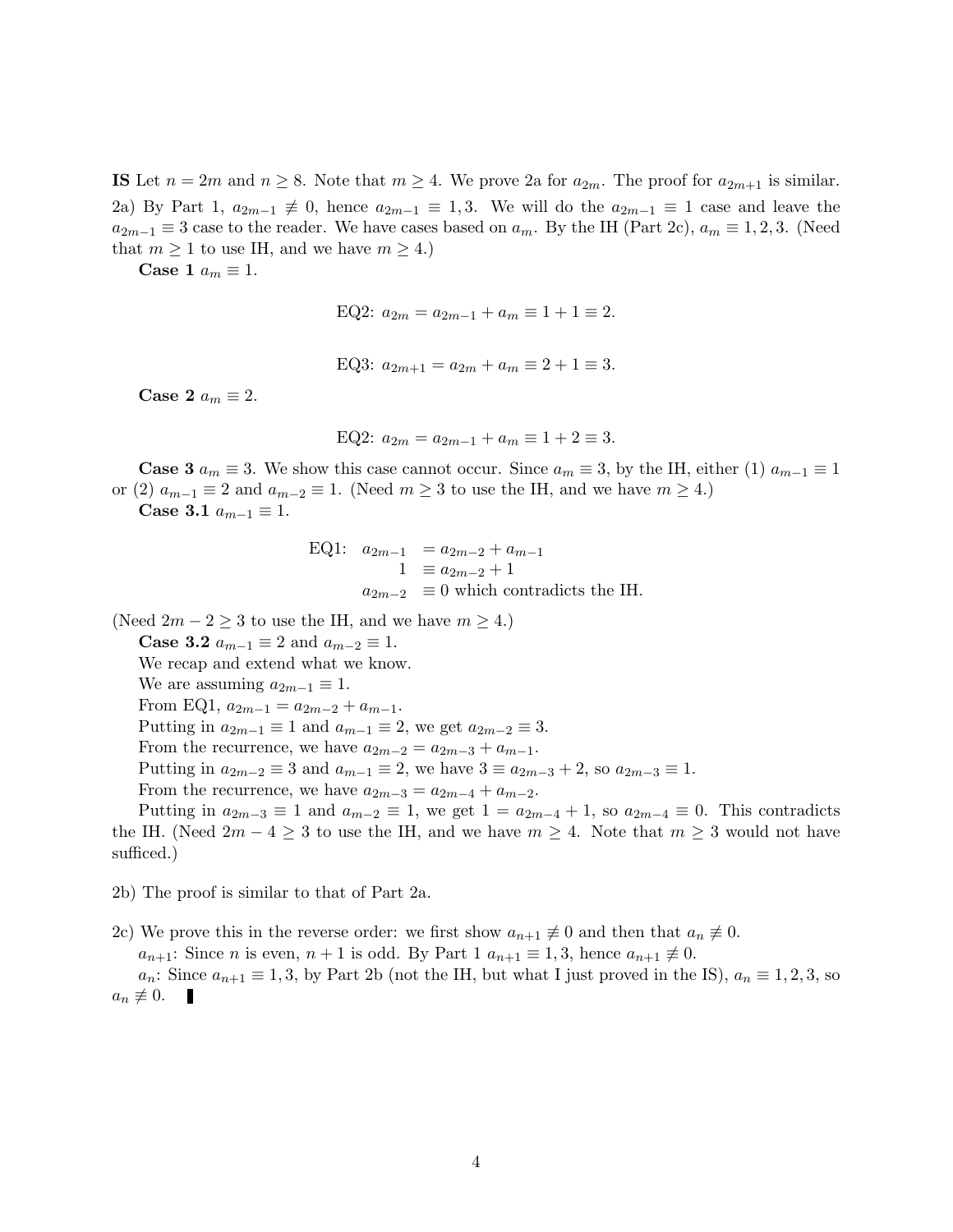**IS** Let $n = 2m$ and $n \geq 8$. Note that $m \geq 4$. We prove 2a for $a_{2m}$. The proof for $a_{2m+1}$ is similar.

2a) By Part 1, $a_{2m-1} \not\equiv 0$, hence $a_{2m-1} \equiv 1, 3$. We will do the $a_{2m-1} \equiv 1$ case and leave the $a_{2m-1} \equiv 3$ case to the reader. We have cases based on $a_m$. By the IH (Part 2c), $a_m \equiv 1, 2, 3$. (Need that $m \geq 1$ to use IH, and we have $m \geq 4$.)

**Case 1** $a_m \equiv 1$.

$$\text{EQ2: } a_{2m} = a_{2m-1} + a_m \equiv 1 + 1 \equiv 2.$$

$$\text{EQ3: } a_{2m+1} = a_{2m} + a_m \equiv 2 + 1 \equiv 3.$$

**Case 2** $a_m \equiv 2$.

$$\text{EQ2: } a_{2m} = a_{2m-1} + a_m \equiv 1 + 2 \equiv 3.$$

**Case 3** $a_m \equiv 3$. We show this case cannot occur. Since $a_m \equiv 3$, by the IH, either (1) $a_{m-1} \equiv 1$ or (2) $a_{m-1} \equiv 2$ and $a_{m-2} \equiv 1$. (Need $m \geq 3$ to use the IH, and we have $m \geq 4$.)

**Case 3.1** $a_{m-1} \equiv 1$.

$$\begin{aligned} \text{EQ1:} \quad a_{2m-1} &= a_{2m-2} + a_{m-1} \\ 1 &\equiv a_{2m-2} + 1 \\ a_{2m-2} &\equiv 0 \text{ which contradicts the IH.} \end{aligned}$$

(Need $2m - 2 \geq 3$ to use the IH, and we have $m \geq 4$.)

**Case 3.2** $a_{m-1} \equiv 2$ and $a_{m-2} \equiv 1$.

We recap and extend what we know.

We are assuming $a_{2m-1} \equiv 1$.

From EQ1, $a_{2m-1} = a_{2m-2} + a_{m-1}$.

Putting in $a_{2m-1} \equiv 1$ and $a_{m-1} \equiv 2$, we get $a_{2m-2} \equiv 3$.

From the recurrence, we have $a_{2m-2} = a_{2m-3} + a_{m-1}$.

Putting in $a_{2m-2} \equiv 3$ and $a_{m-1} \equiv 2$, we have $3 \equiv a_{2m-3} + 2$, so $a_{2m-3} \equiv 1$.

From the recurrence, we have $a_{2m-3} = a_{2m-4} + a_{m-2}$.

Putting in $a_{2m-3} \equiv 1$ and $a_{m-2} \equiv 1$, we get $1 = a_{2m-4} + 1$, so $a_{2m-4} \equiv 0$. This contradicts the IH. (Need $2m - 4 \geq 3$ to use the IH, and we have $m \geq 4$. Note that $m \geq 3$ would not have sufficed.)

2b) The proof is similar to that of Part 2a.

2c) We prove this in the reverse order: we first show $a_{n+1} \not\equiv 0$ and then that $a_n \not\equiv 0$.

$a_{n+1}$: Since $n$ is even, $n + 1$ is odd. By Part 1 $a_{n+1} \equiv 1, 3$, hence $a_{n+1} \not\equiv 0$.

$a_n$: Since $a_{n+1} \equiv 1, 3$, by Part 2b (not the IH, but what I just proved in the IS), $a_n \equiv 1, 2, 3$, so $a_n \not\equiv 0$. ∎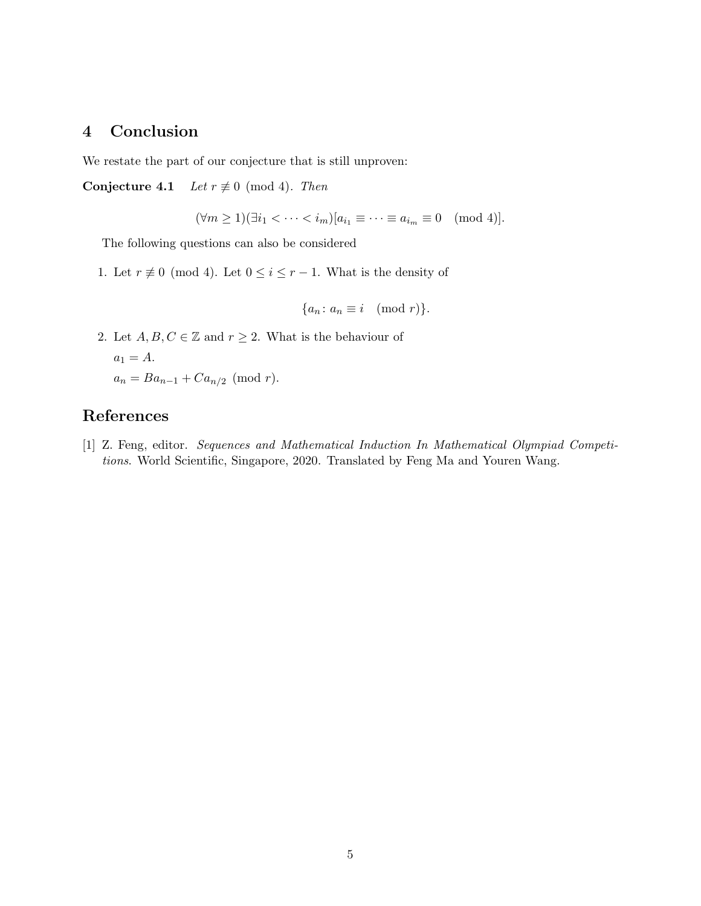## 4 Conclusion

We restate the part of our conjecture that is still unproven:

**Conjecture 4.1** *Let $r \not\equiv 0 \pmod 4$. Then*

$$(\forall m \geq 1)(\exists i_1 < \cdots < i_m)[a_{i_1} \equiv \cdots \equiv a_{i_m} \equiv 0 \pmod 4].$$

The following questions can also be considered

1. Let $r \not\equiv 0 \pmod 4$. Let $0 \leq i \leq r-1$. What is the density of

$$\{a_n \colon a_n \equiv i \pmod r\}.$$

2. Let $A, B, C \in \mathbb{Z}$ and $r \geq 2$. What is the behaviour of

   $a_1 = A$.

   $a_n = Ba_{n-1} + Ca_{n/2} \pmod r$.

## References

[1] Z. Feng, editor. *Sequences and Mathematical Induction In Mathematical Olympiad Competitions*. World Scientific, Singapore, 2020. Translated by Feng Ma and Youren Wang.